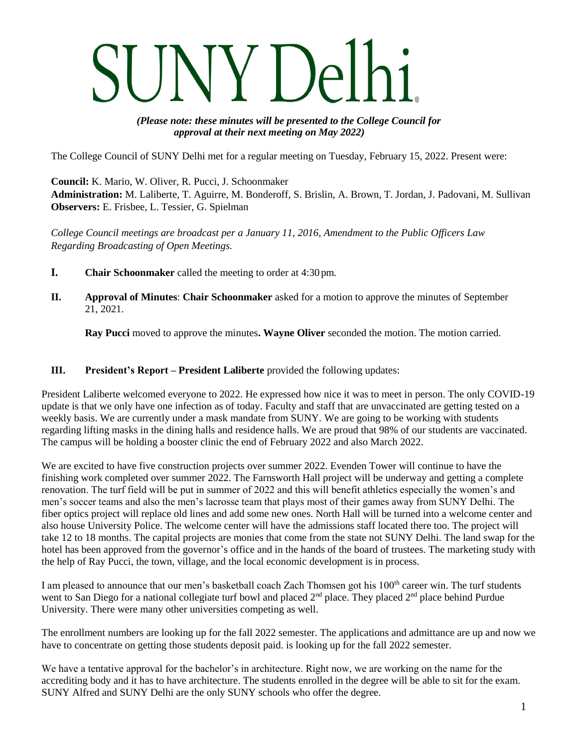# SUNY Delhi

*(Please note: these minutes will be presented to the College Council for approval at their next meeting on May 2022)*

The College Council of SUNY Delhi met for a regular meeting on Tuesday, February 15, 2022. Present were:

**Council:** K. Mario, W. Oliver, R. Pucci, J. Schoonmaker
**Administration:** M. Laliberte, T. Aguirre, M. Bonderoff, S. Brislin, A. Brown, T. Jordan, J. Padovani, M. Sullivan
**Observers:** E. Frisbee, L. Tessier, G. Spielman

*College Council meetings are broadcast per a January 11, 2016, Amendment to the Public Officers Law Regarding Broadcasting of Open Meetings.*

**I.** **Chair Schoonmaker** called the meeting to order at 4:30 pm.

**II.** **Approval of Minutes**: **Chair Schoonmaker** asked for a motion to approve the minutes of September 21, 2021.

**Ray Pucci** moved to approve the minutes**. Wayne Oliver** seconded the motion. The motion carried.

**III.** **President's Report – President Laliberte** provided the following updates:

President Laliberte welcomed everyone to 2022. He expressed how nice it was to meet in person. The only COVID-19 update is that we only have one infection as of today. Faculty and staff that are unvaccinated are getting tested on a weekly basis. We are currently under a mask mandate from SUNY. We are going to be working with students regarding lifting masks in the dining halls and residence halls. We are proud that 98% of our students are vaccinated. The campus will be holding a booster clinic the end of February 2022 and also March 2022.

We are excited to have five construction projects over summer 2022. Evenden Tower will continue to have the finishing work completed over summer 2022. The Farnsworth Hall project will be underway and getting a complete renovation. The turf field will be put in summer of 2022 and this will benefit athletics especially the women's and men's soccer teams and also the men's lacrosse team that plays most of their games away from SUNY Delhi. The fiber optics project will replace old lines and add some new ones. North Hall will be turned into a welcome center and also house University Police. The welcome center will have the admissions staff located there too. The project will take 12 to 18 months. The capital projects are monies that come from the state not SUNY Delhi. The land swap for the hotel has been approved from the governor's office and in the hands of the board of trustees. The marketing study with the help of Ray Pucci, the town, village, and the local economic development is in process.

I am pleased to announce that our men's basketball coach Zach Thomsen got his 100th career win. The turf students went to San Diego for a national collegiate turf bowl and placed 2nd place. They placed 2nd place behind Purdue University. There were many other universities competing as well.

The enrollment numbers are looking up for the fall 2022 semester. The applications and admittance are up and now we have to concentrate on getting those students deposit paid. is looking up for the fall 2022 semester.

We have a tentative approval for the bachelor's in architecture. Right now, we are working on the name for the accrediting body and it has to have architecture. The students enrolled in the degree will be able to sit for the exam. SUNY Alfred and SUNY Delhi are the only SUNY schools who offer the degree.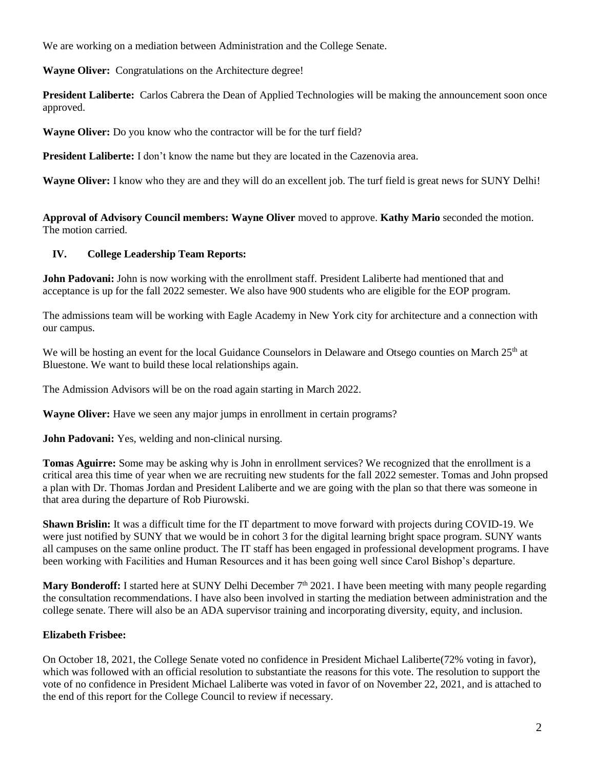We are working on a mediation between Administration and the College Senate.

**Wayne Oliver:** Congratulations on the Architecture degree!

**President Laliberte:** Carlos Cabrera the Dean of Applied Technologies will be making the announcement soon once approved.

**Wayne Oliver:** Do you know who the contractor will be for the turf field?

**President Laliberte:** I don't know the name but they are located in the Cazenovia area.

**Wayne Oliver:** I know who they are and they will do an excellent job. The turf field is great news for SUNY Delhi!

**Approval of Advisory Council members: Wayne Oliver** moved to approve. **Kathy Mario** seconded the motion. The motion carried.

## IV. College Leadership Team Reports:

**John Padovani:** John is now working with the enrollment staff. President Laliberte had mentioned that and acceptance is up for the fall 2022 semester. We also have 900 students who are eligible for the EOP program.

The admissions team will be working with Eagle Academy in New York city for architecture and a connection with our campus.

We will be hosting an event for the local Guidance Counselors in Delaware and Otsego counties on March 25th at Bluestone. We want to build these local relationships again.

The Admission Advisors will be on the road again starting in March 2022.

**Wayne Oliver:** Have we seen any major jumps in enrollment in certain programs?

**John Padovani:** Yes, welding and non-clinical nursing.

**Tomas Aguirre:** Some may be asking why is John in enrollment services? We recognized that the enrollment is a critical area this time of year when we are recruiting new students for the fall 2022 semester. Tomas and John propsed a plan with Dr. Thomas Jordan and President Laliberte and we are going with the plan so that there was someone in that area during the departure of Rob Piurowski.

**Shawn Brislin:** It was a difficult time for the IT department to move forward with projects during COVID-19. We were just notified by SUNY that we would be in cohort 3 for the digital learning bright space program. SUNY wants all campuses on the same online product. The IT staff has been engaged in professional development programs. I have been working with Facilities and Human Resources and it has been going well since Carol Bishop's departure.

**Mary Bonderoff:** I started here at SUNY Delhi December 7th 2021. I have been meeting with many people regarding the consultation recommendations. I have also been involved in starting the mediation between administration and the college senate. There will also be an ADA supervisor training and incorporating diversity, equity, and inclusion.

**Elizabeth Frisbee:**

On October 18, 2021, the College Senate voted no confidence in President Michael Laliberte(72% voting in favor), which was followed with an official resolution to substantiate the reasons for this vote. The resolution to support the vote of no confidence in President Michael Laliberte was voted in favor of on November 22, 2021, and is attached to the end of this report for the College Council to review if necessary.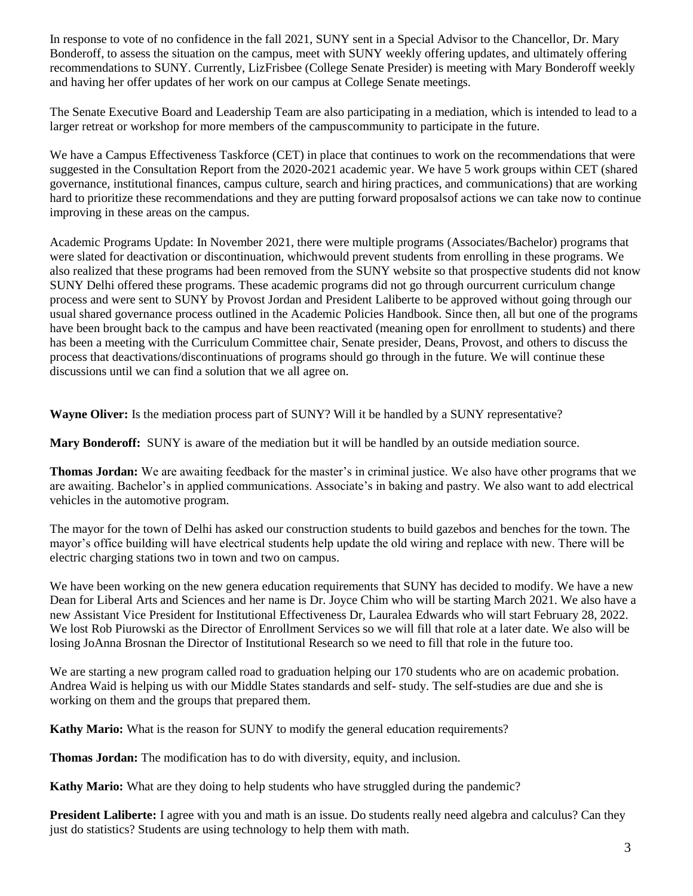In response to vote of no confidence in the fall 2021, SUNY sent in a Special Advisor to the Chancellor, Dr. Mary Bonderoff, to assess the situation on the campus, meet with SUNY weekly offering updates, and ultimately offering recommendations to SUNY. Currently, LizFrisbee (College Senate Presider) is meeting with Mary Bonderoff weekly and having her offer updates of her work on our campus at College Senate meetings.

The Senate Executive Board and Leadership Team are also participating in a mediation, which is intended to lead to a larger retreat or workshop for more members of the campuscommunity to participate in the future.

We have a Campus Effectiveness Taskforce (CET) in place that continues to work on the recommendations that were suggested in the Consultation Report from the 2020-2021 academic year. We have 5 work groups within CET (shared governance, institutional finances, campus culture, search and hiring practices, and communications) that are working hard to prioritize these recommendations and they are putting forward proposalsof actions we can take now to continue improving in these areas on the campus.

Academic Programs Update: In November 2021, there were multiple programs (Associates/Bachelor) programs that were slated for deactivation or discontinuation, whichwould prevent students from enrolling in these programs. We also realized that these programs had been removed from the SUNY website so that prospective students did not know SUNY Delhi offered these programs. These academic programs did not go through ourcurrent curriculum change process and were sent to SUNY by Provost Jordan and President Laliberte to be approved without going through our usual shared governance process outlined in the Academic Policies Handbook. Since then, all but one of the programs have been brought back to the campus and have been reactivated (meaning open for enrollment to students) and there has been a meeting with the Curriculum Committee chair, Senate presider, Deans, Provost, and others to discuss the process that deactivations/discontinuations of programs should go through in the future. We will continue these discussions until we can find a solution that we all agree on.

**Wayne Oliver:** Is the mediation process part of SUNY? Will it be handled by a SUNY representative?

**Mary Bonderoff:** SUNY is aware of the mediation but it will be handled by an outside mediation source.

**Thomas Jordan:** We are awaiting feedback for the master's in criminal justice. We also have other programs that we are awaiting. Bachelor's in applied communications. Associate's in baking and pastry. We also want to add electrical vehicles in the automotive program.

The mayor for the town of Delhi has asked our construction students to build gazebos and benches for the town. The mayor's office building will have electrical students help update the old wiring and replace with new. There will be electric charging stations two in town and two on campus.

We have been working on the new genera education requirements that SUNY has decided to modify. We have a new Dean for Liberal Arts and Sciences and her name is Dr. Joyce Chim who will be starting March 2021. We also have a new Assistant Vice President for Institutional Effectiveness Dr, Lauralea Edwards who will start February 28, 2022. We lost Rob Piurowski as the Director of Enrollment Services so we will fill that role at a later date. We also will be losing JoAnna Brosnan the Director of Institutional Research so we need to fill that role in the future too.

We are starting a new program called road to graduation helping our 170 students who are on academic probation. Andrea Waid is helping us with our Middle States standards and self- study. The self-studies are due and she is working on them and the groups that prepared them.

**Kathy Mario:** What is the reason for SUNY to modify the general education requirements?

**Thomas Jordan:** The modification has to do with diversity, equity, and inclusion.

**Kathy Mario:** What are they doing to help students who have struggled during the pandemic?

**President Laliberte:** I agree with you and math is an issue. Do students really need algebra and calculus? Can they just do statistics? Students are using technology to help them with math.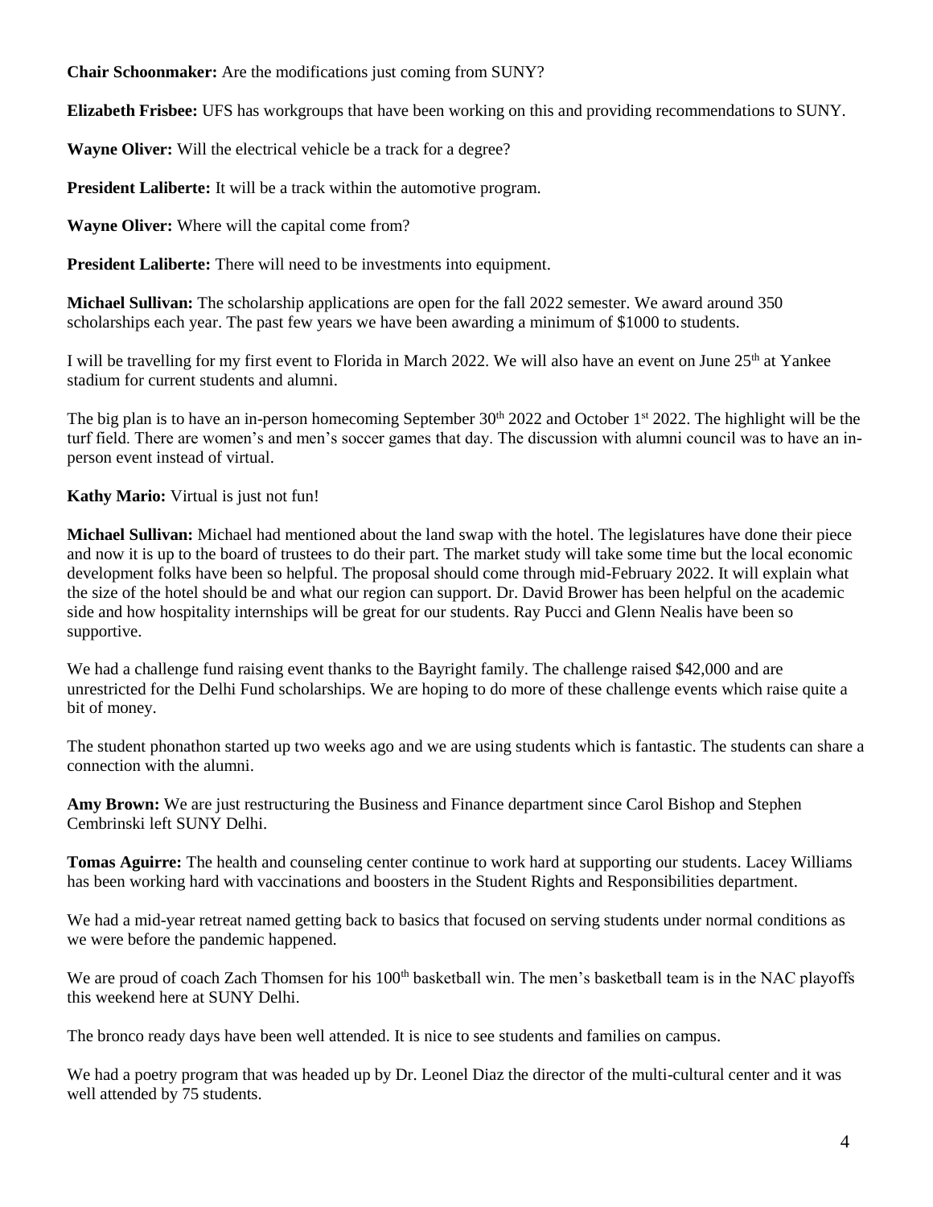**Chair Schoonmaker:** Are the modifications just coming from SUNY?

**Elizabeth Frisbee:** UFS has workgroups that have been working on this and providing recommendations to SUNY.

**Wayne Oliver:** Will the electrical vehicle be a track for a degree?

**President Laliberte:** It will be a track within the automotive program.

**Wayne Oliver:** Where will the capital come from?

**President Laliberte:** There will need to be investments into equipment.

**Michael Sullivan:** The scholarship applications are open for the fall 2022 semester. We award around 350 scholarships each year. The past few years we have been awarding a minimum of $1000 to students.

I will be travelling for my first event to Florida in March 2022. We will also have an event on June 25th at Yankee stadium for current students and alumni.

The big plan is to have an in-person homecoming September 30th 2022 and October 1st 2022. The highlight will be the turf field. There are women's and men's soccer games that day. The discussion with alumni council was to have an in-person event instead of virtual.

**Kathy Mario:** Virtual is just not fun!

**Michael Sullivan:** Michael had mentioned about the land swap with the hotel. The legislatures have done their piece and now it is up to the board of trustees to do their part. The market study will take some time but the local economic development folks have been so helpful. The proposal should come through mid-February 2022. It will explain what the size of the hotel should be and what our region can support. Dr. David Brower has been helpful on the academic side and how hospitality internships will be great for our students. Ray Pucci and Glenn Nealis have been so supportive.

We had a challenge fund raising event thanks to the Bayright family. The challenge raised $42,000 and are unrestricted for the Delhi Fund scholarships. We are hoping to do more of these challenge events which raise quite a bit of money.

The student phonathon started up two weeks ago and we are using students which is fantastic. The students can share a connection with the alumni.

**Amy Brown:** We are just restructuring the Business and Finance department since Carol Bishop and Stephen Cembrinski left SUNY Delhi.

**Tomas Aguirre:** The health and counseling center continue to work hard at supporting our students. Lacey Williams has been working hard with vaccinations and boosters in the Student Rights and Responsibilities department.

We had a mid-year retreat named getting back to basics that focused on serving students under normal conditions as we were before the pandemic happened.

We are proud of coach Zach Thomsen for his 100th basketball win. The men's basketball team is in the NAC playoffs this weekend here at SUNY Delhi.

The bronco ready days have been well attended. It is nice to see students and families on campus.

We had a poetry program that was headed up by Dr. Leonel Diaz the director of the multi-cultural center and it was well attended by 75 students.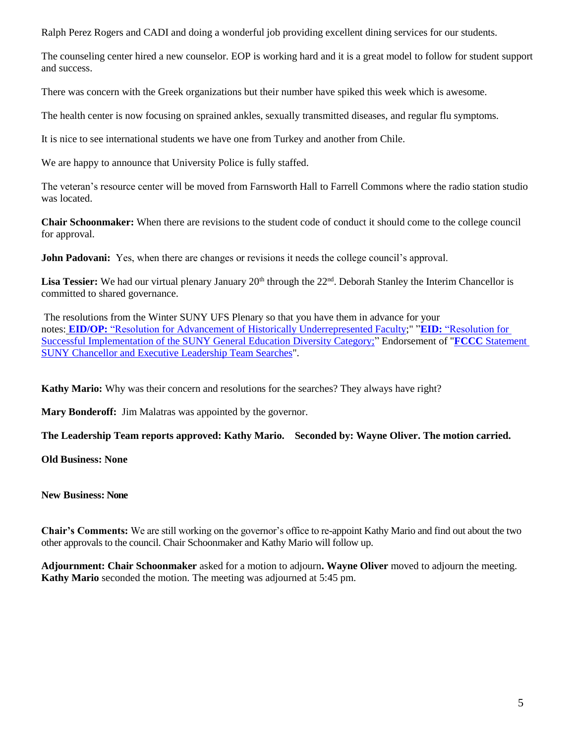Ralph Perez Rogers and CADI and doing a wonderful job providing excellent dining services for our students.

The counseling center hired a new counselor. EOP is working hard and it is a great model to follow for student support and success.

There was concern with the Greek organizations but their number have spiked this week which is awesome.

The health center is now focusing on sprained ankles, sexually transmitted diseases, and regular flu symptoms.

It is nice to see international students we have one from Turkey and another from Chile.

We are happy to announce that University Police is fully staffed.

The veteran's resource center will be moved from Farnsworth Hall to Farrell Commons where the radio station studio was located.

**Chair Schoonmaker:** When there are revisions to the student code of conduct it should come to the college council for approval.

**John Padovani:** Yes, when there are changes or revisions it needs the college council's approval.

**Lisa Tessier:** We had our virtual plenary January 20th through the 22nd. Deborah Stanley the Interim Chancellor is committed to shared governance.

The resolutions from the Winter SUNY UFS Plenary so that you have them in advance for your notes: **EID/OP:** "Resolution for Advancement of Historically Underrepresented Faculty;" "**EID:** "Resolution for Successful Implementation of the SUNY General Education Diversity Category;" Endorsement of "**FCCC** Statement SUNY Chancellor and Executive Leadership Team Searches".

**Kathy Mario:** Why was their concern and resolutions for the searches? They always have right?

**Mary Bonderoff:** Jim Malatras was appointed by the governor.

**The Leadership Team reports approved: Kathy Mario. Seconded by: Wayne Oliver. The motion carried.**

**Old Business: None**

**New Business: None**

**Chair's Comments:** We are still working on the governor's office to re-appoint Kathy Mario and find out about the two other approvals to the council. Chair Schoonmaker and Kathy Mario will follow up.

**Adjournment: Chair Schoonmaker** asked for a motion to adjourn**. Wayne Oliver** moved to adjourn the meeting. **Kathy Mario** seconded the motion. The meeting was adjourned at 5:45 pm.